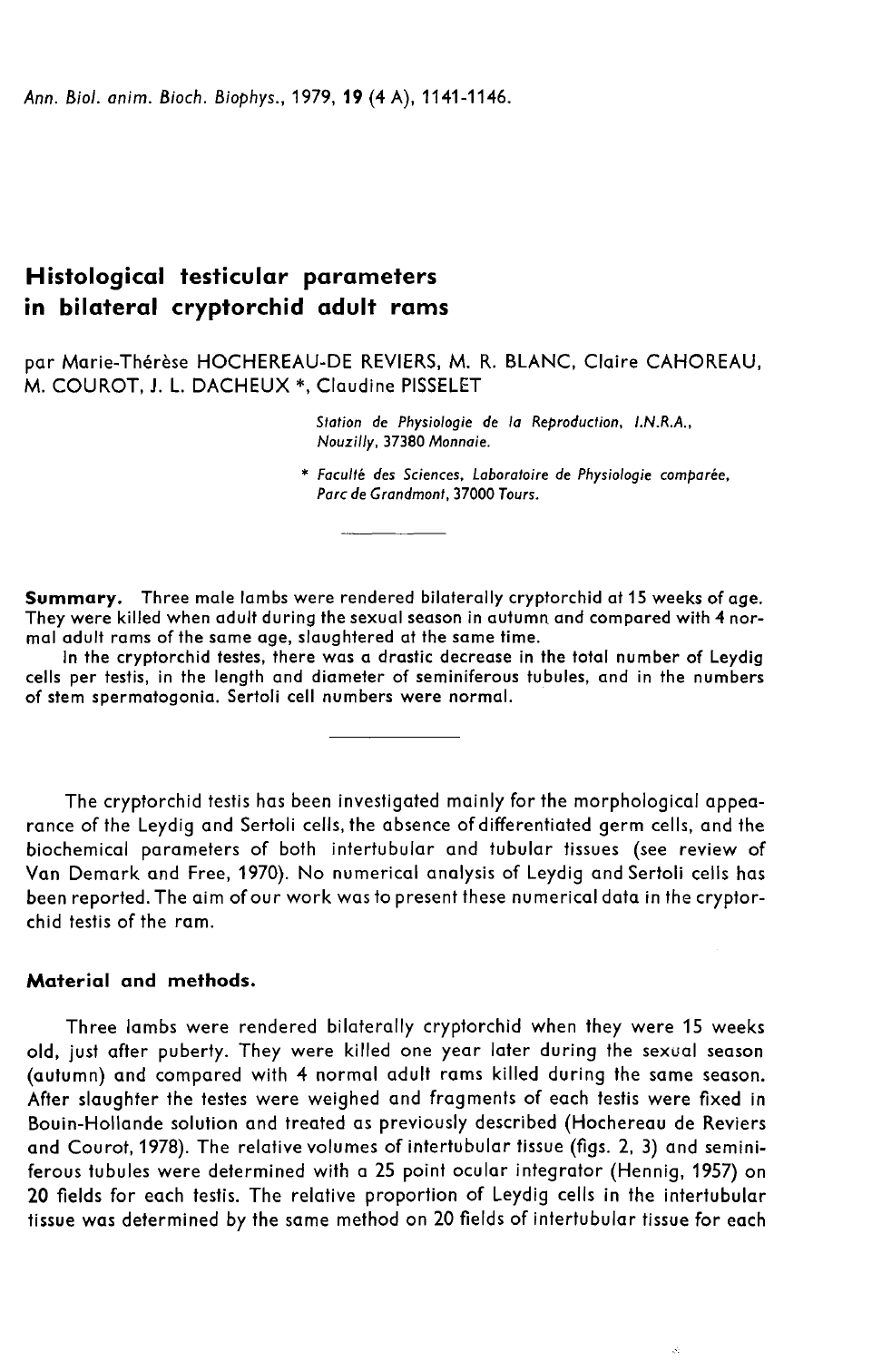# Histological testicular parameters in bilateral cryptorchid adult rams

par Marie-Thérèse HOCHEREAU-DE REVIERS, M. R. BLANC, Claire CAHOREAU, M. COUROT, J. L. DACHEUX *, Claudine PISSELET

*Station de Physiologie de la Reproduction, I.N.R.A., Nouzilly, 37380 Monnaie.*

\* *Faculté des Sciences, Laboratoire de Physiologie comparée, Parc de Grandmont, 37000 Tours.*

**Summary.** Three male lambs were rendered bilaterally cryptorchid at 15 weeks of age. They were killed when adult during the sexual season in autumn and compared with 4 normal adult rams of the same age, slaughtered at the same time.

In the cryptorchid testes, there was a drastic decrease in the total number of Leydig cells per testis, in the length and diameter of seminiferous tubules, and in the numbers of stem spermatogonia. Sertoli cell numbers were normal.

The cryptorchid testis has been investigated mainly for the morphological appearance of the Leydig and Sertoli cells, the absence of differentiated germ cells, and the biochemical parameters of both intertubular and tubular tissues (see review of Van Demark and Free, 1970). No numerical analysis of Leydig and Sertoli cells has been reported. The aim of our work was to present these numerical data in the cryptorchid testis of the ram.

## Material and methods.

Three lambs were rendered bilaterally cryptorchid when they were 15 weeks old, just after puberty. They were killed one year later during the sexual season (autumn) and compared with 4 normal adult rams killed during the same season. After slaughter the testes were weighed and fragments of each testis were fixed in Bouin-Hollande solution and treated as previously described (Hochereau de Reviers and Courot, 1978). The relative volumes of intertubular tissue (figs. 2, 3) and seminiferous tubules were determined with a 25 point ocular integrator (Hennig, 1957) on 20 fields for each testis. The relative proportion of Leydig cells in the intertubular tissue was determined by the same method on 20 fields of intertubular tissue for each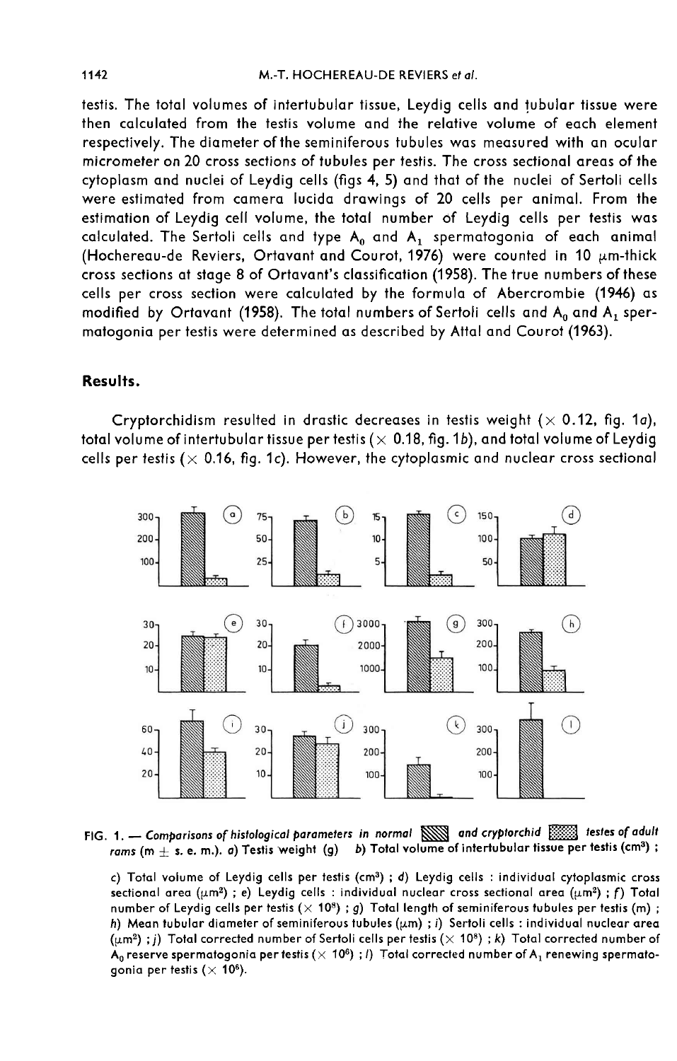testis. The total volumes of intertubular tissue, Leydig cells and tubular tissue were then calculated from the testis volume and the relative volume of each element respectively. The diameter of the seminiferous tubules was measured with an ocular micrometer on 20 cross sections of tubules per testis. The cross sectional areas of the cytoplasm and nuclei of Leydig cells (figs 4, 5) and that of the nuclei of Sertoli cells were estimated from camera lucida drawings of 20 cells per animal. From the estimation of Leydig cell volume, the total number of Leydig cells per testis was calculated. The Sertoli cells and type $A_0$ and $A_1$ spermatogonia of each animal (Hochereau-de Reviers, Ortavant and Courot, 1976) were counted in 10 μm-thick cross sections at stage 8 of Ortavant's classification (1958). The true numbers of these cells per cross section were calculated by the formula of Abercrombie (1946) as modified by Ortavant (1958). The total numbers of Sertoli cells and $A_0$ and $A_1$ spermatogonia per testis were determined as described by Attal and Courot (1963).

## Results.

Cryptorchidism resulted in drastic decreases in testis weight (× 0.12, fig. 1*a*), total volume of intertubular tissue per testis (× 0.18, fig. 1*b*), and total volume of Leydig cells per testis (× 0.16, fig. 1*c*). However, the cytoplasmic and nuclear cross sectional

FIG. 1. — *Comparisons of histological parameters in normal and cryptorchid testes of adult rams (m ± s. e. m.). a)* **Testis weight (g)** *b)* **Total volume of intertubular tissue per testis (cm³) ;**

c) Total volume of Leydig cells per testis (cm³) ; d) Leydig cells : individual cytoplasmic cross sectional area (μm²) ; e) Leydig cells : individual nuclear cross sectional area (μm²) ; f) Total number of Leydig cells per testis (× 10⁸) ; g) Total length of seminiferous tubules per testis (m) ; h) Mean tubular diameter of seminiferous tubules (μm) ; i) Sertoli cells : individual nuclear area (μm²) ; j) Total corrected number of Sertoli cells per testis (× 10⁸) ; k) Total corrected number of $A_0$ reserve spermatogonia per testis (× 10⁶) ; l) Total corrected number of $A_1$ renewing spermatogonia per testis (× 10⁶).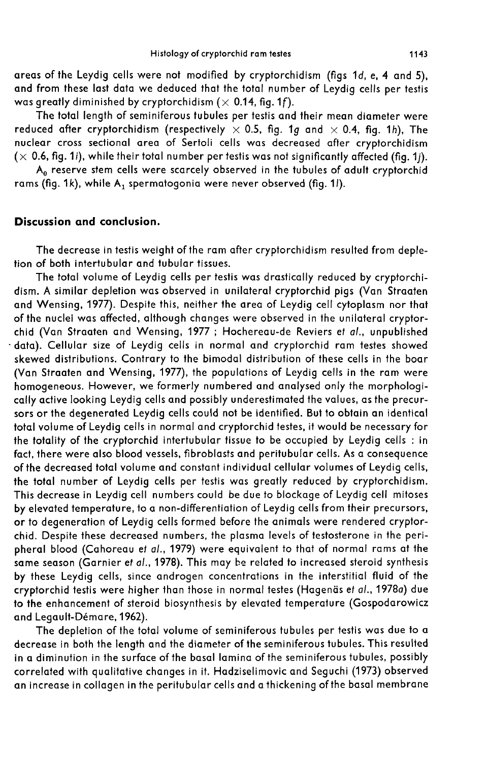areas of the Leydig cells were not modified by cryptorchidism (figs 1*d*, *e*, 4 and 5), and from these last data we deduced that the total number of Leydig cells per testis was greatly diminished by cryptorchidism (× 0.14, fig. 1*f*).

The total length of seminiferous tubules per testis and their mean diameter were reduced after cryptorchidism (respectively × 0.5, fig. 1*g* and × 0.4, fig. 1*h*). The nuclear cross sectional area of Sertoli cells was decreased after cryptorchidism (× 0.6, fig. 1*i*), while their total number per testis was not significantly affected (fig. 1*j*).

$A_0$ reserve stem cells were scarcely observed in the tubules of adult cryptorchid rams (fig. 1*k*), while $A_1$ spermatogonia were never observed (fig. 1*l*).

## Discussion and conclusion.

The decrease in testis weight of the ram after cryptorchidism resulted from depletion of both intertubular and tubular tissues.

The total volume of Leydig cells per testis was drastically reduced by cryptorchidism. A similar depletion was observed in unilateral cryptorchid pigs (Van Straaten and Wensing, 1977). Despite this, neither the area of Leydig cell cytoplasm nor that of the nuclei was affected, although changes were observed in the unilateral cryptorchid (Van Straaten and Wensing, 1977 ; Hochereau-de Reviers *et al.*, unpublished data). Cellular size of Leydig cells in normal and cryptorchid ram testes showed skewed distributions. Contrary to the bimodal distribution of these cells in the boar (Van Straaten and Wensing, 1977), the populations of Leydig cells in the ram were homogeneous. However, we formerly numbered and analysed only the morphologically active looking Leydig cells and possibly underestimated the values, as the precursors or the degenerated Leydig cells could not be identified. But to obtain an identical total volume of Leydig cells in normal and cryptorchid testes, it would be necessary for the totality of the cryptorchid intertubular tissue to be occupied by Leydig cells : in fact, there were also blood vessels, fibroblasts and peritubular cells. As a consequence of the decreased total volume and constant individual cellular volumes of Leydig cells, the total number of Leydig cells per testis was greatly reduced by cryptorchidism. This decrease in Leydig cell numbers could be due to blockage of Leydig cell mitoses by elevated temperature, to a non-differentiation of Leydig cells from their precursors, or to degeneration of Leydig cells formed before the animals were rendered cryptorchid. Despite these decreased numbers, the plasma levels of testosterone in the peripheral blood (Cahoreau *et al.*, 1979) were equivalent to that of normal rams at the same season (Garnier *et al.*, 1978). This may be related to increased steroid synthesis by these Leydig cells, since androgen concentrations in the interstitial fluid of the cryptorchid testis were higher than those in normal testes (Hagenäs *et al.*, 1978*a*) due to the enhancement of steroid biosynthesis by elevated temperature (Gospodarowicz and Legault-Démare, 1962).

The depletion of the total volume of seminiferous tubules per testis was due to a decrease in both the length and the diameter of the seminiferous tubules. This resulted in a diminution in the surface of the basal lamina of the seminiferous tubules, possibly correlated with qualitative changes in it. Hadziselimovic and Seguchi (1973) observed an increase in collagen in the peritubular cells and a thickening of the basal membrane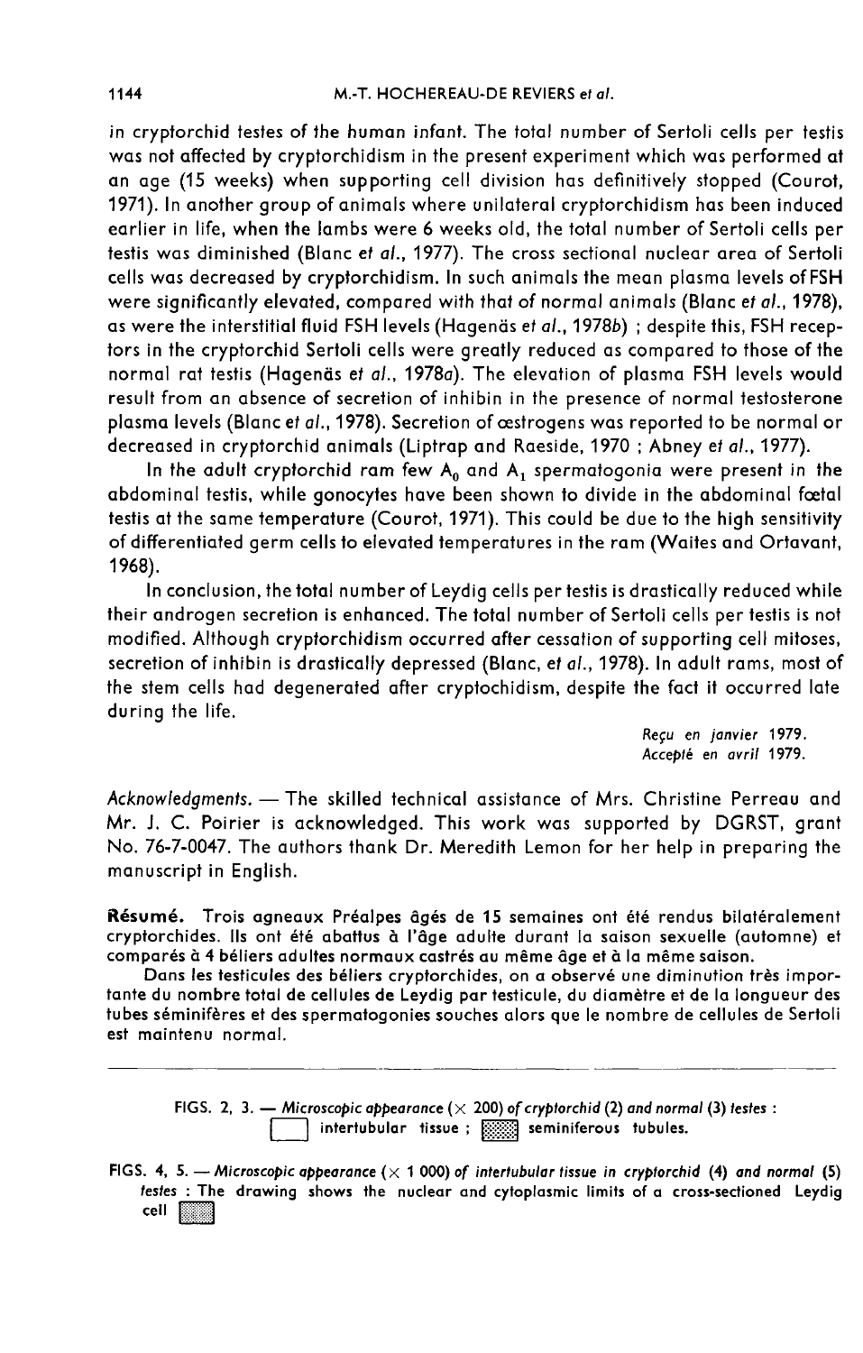in cryptorchid testes of the human infant. The total number of Sertoli cells per testis was not affected by cryptorchidism in the present experiment which was performed at an age (15 weeks) when supporting cell division has definitively stopped (Courot, 1971). In another group of animals where unilateral cryptorchidism has been induced earlier in life, when the lambs were 6 weeks old, the total number of Sertoli cells per testis was diminished (Blanc *et al.*, 1977). The cross sectional nuclear area of Sertoli cells was decreased by cryptorchidism. In such animals the mean plasma levels of FSH were significantly elevated, compared with that of normal animals (Blanc *et al.*, 1978), as were the interstitial fluid FSH levels (Hagenäs *et al.*, 1978*b*) ; despite this, FSH receptors in the cryptorchid Sertoli cells were greatly reduced as compared to those of the normal rat testis (Hagenäs *et al.*, 1978*a*). The elevation of plasma FSH levels would result from an absence of secretion of inhibin in the presence of normal testosterone plasma levels (Blanc *et al.*, 1978). Secretion of œstrogens was reported to be normal or decreased in cryptorchid animals (Liptrap and Raeside, 1970 ; Abney *et al.*, 1977).

In the adult cryptorchid ram few $A_0$ and $A_1$ spermatogonia were present in the abdominal testis, while gonocytes have been shown to divide in the abdominal fœtal testis at the same temperature (Courot, 1971). This could be due to the high sensitivity of differentiated germ cells to elevated temperatures in the ram (Waites and Ortavant, 1968).

In conclusion, the total number of Leydig cells per testis is drastically reduced while their androgen secretion is enhanced. The total number of Sertoli cells per testis is not modified. Although cryptorchidism occurred after cessation of supporting cell mitoses, secretion of inhibin is drastically depressed (Blanc, *et al.*, 1978). In adult rams, most of the stem cells had degenerated after cryptochidism, despite the fact it occurred late during the life.

*Reçu en janvier 1979.*
*Accepté en avril 1979.*

*Acknowledgments.* — The skilled technical assistance of Mrs. Christine Perreau and Mr. J. C. Poirier is acknowledged. This work was supported by DGRST, grant No. 76-7-0047. The authors thank Dr. Meredith Lemon for her help in preparing the manuscript in English.

**Résumé.** Trois agneaux Préalpes âgés de 15 semaines ont été rendus bilatéralement cryptorchides. Ils ont été abattus à l'âge adulte durant la saison sexuelle (automne) et comparés à 4 béliers adultes normaux castrés au même âge et à la même saison.

Dans les testicules des béliers cryptorchides, on a observé une diminution très importante du nombre total de cellules de Leydig par testicule, du diamètre et de la longueur des tubes séminifères et des spermatogonies souches alors que le nombre de cellules de Sertoli est maintenu normal.

FIGS. 2, 3. — *Microscopic appearance (× 200) of cryptorchid (2) and normal (3) testes :* ☐ intertubular tissue ; ▒ seminiferous tubules.

FIGS. 4, 5. — *Microscopic appearance (× 1 000) of intertubular tissue in cryptorchid (4) and normal (5) testes :* The drawing shows the nuclear and cytoplasmic limits of a cross-sectioned Leydig cell ▒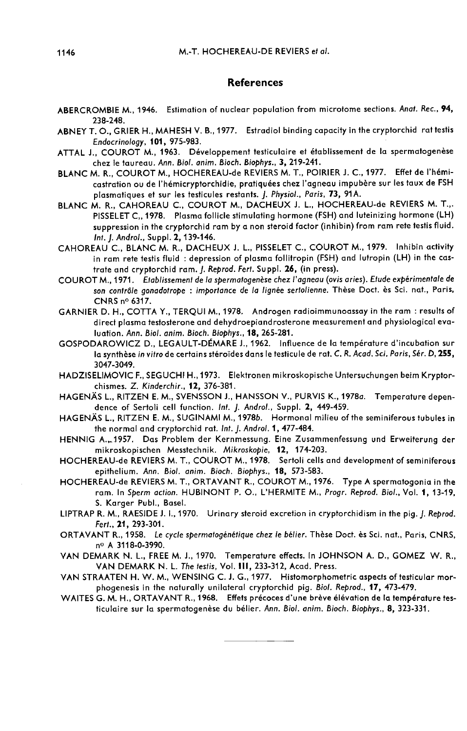## References

ABERCROMBIE M., 1946. Estimation of nuclear population from microtome sections. *Anat. Rec.*, **94**, 238-248.

ABNEY T. O., GRIER H., MAHESH V. B., 1977. Estradiol binding capacity in the cryptorchid rat testis *Endocrinology*, **101**, 975-983.

ATTAL J., COUROT M., 1963. Développement testiculaire et établissement de la spermatogenèse chez le taureau. *Ann. Biol. anim. Bioch. Biophys.*, **3**, 219-241.

BLANC M. R., COUROT M., HOCHEREAU-de REVIERS M. T., POIRIER J. C., 1977. Effet de l'hémicastration ou de l'hémicryptorchidie, pratiquées chez l'agneau impubère sur les taux de FSH plasmatiques et sur les testicules restants. *J. Physiol., Paris*, **73**, 91A.

BLANC M. R., CAHOREAU C., COUROT M., DACHEUX J. L., HOCHEREAU-de REVIERS M. T.,. PISSELET C., 1978. Plasma follicle stimulating hormone (FSH) and luteinizing hormone (LH) suppression in the cryptorchid ram by a non steroid factor (inhibin) from ram rete testis fluid. *Int. J. Androl.*, Suppl. **2**, 139-146.

CAHOREAU C., BLANC M. R., DACHEUX J. L., PISSELET C., COUROT M., 1979. Inhibin activity in ram rete testis fluid : depression of plasma follitropin (FSH) and lutropin (LH) in the castrate and cryptorchid ram. *J. Reprod. Fert.* Suppl. **26**, (in press).

COUROT M., 1971. *Etablissement de la spermatogenèse chez l'agneau (ovis aries). Etude expérimentale de son contrôle gonadotrope : importance de la lignée sertolienne.* Thèse Doct. ès Sci. nat., Paris, CNRS n° 6317.

GARNIER D. H., COTTA Y., TERQUI M., 1978. Androgen radioimmunoassay in the ram : results of direct plasma testosterone and dehydroepiandrosterone measurement and physiological evaluation. *Ann. Biol. anim. Bioch. Biophys.*, **18**, 265-281.

GOSPODAROWICZ D., LEGAULT-DÉMARE J., 1962. Influence de la température d'incubation sur la synthèse *in vitro* de certains stéroïdes dans le testicule de rat. *C. R. Acad. Sci. Paris, Sér. D*, **255**, 3047-3049.

HADZISELIMOVIC F., SEGUCHI H., 1973. Elektronen mikroskopische Untersuchungen beim Kryptorchismes. *Z. Kinderchir.*, **12**, 376-381.

HAGENÄS L., RITZEN E. M., SVENSSON J., HANSSON V., PURVIS K., 1978*a*. Temperature dependence of Sertoli cell function. *Int. J. Androl.*, Suppl. **2**, 449-459.

HAGENÄS L., RITZEN E. M., SUGINAMI M., 1978*b*. Hormonal milieu of the seminiferous tubules in the normal and cryptorchid rat. *Int. J. Androl.* **1**, 477-484.

HENNIG A., 1957. Das Problem der Kernmessung. Eine Zusammenfessung und Erweiterung der mikroskopischen Messtechnik. *Mikroskopie*, **12**, 174-203.

HOCHEREAU-de REVIERS M. T., COUROT M., 1978. Sertoli cells and development of seminiferous epithelium. *Ann. Biol. anim. Bioch. Biophys.*, **18**, 573-583.

HOCHEREAU-de REVIERS M. T., ORTAVANT R., COUROT M., 1976. Type A spermatogonia in the ram. In *Sperm action*. HUBINONT P. O., L'HERMITE M., *Progr. Reprod. Biol.*, Vol. **1**, 13-19, S. Karger Publ., Basel.

LIPTRAP R. M., RAESIDE J. I., 1970. Urinary steroid excretion in cryptorchidism in the pig. *J. Reprod. Fert.*, **21**, 293-301.

ORTAVANT R., 1958. *Le cycle spermatogénétique chez le bélier.* Thèse Doct. ès Sci. nat., Paris, CNRS, n° A 3118-0-3990.

VAN DEMARK N. L., FREE M. J., 1970. Temperature effects. In JOHNSON A. D., GOMEZ W. R., VAN DEMARK N. L. *The testis*, Vol. **III**, 233-312, Acad. Press.

VAN STRAATEN H. W. M., WENSING C. J. G., 1977. Histomorphometric aspects of testicular morphogenesis in the naturally unilateral cryptorchid pig. *Biol. Reprod.*, **17**, 473-479.

WAITES G. M. H., ORTAVANT R., 1968. Effets précoces d'une brève élévation de la température testiculaire sur la spermatogenèse du bélier. *Ann. Biol. anim. Bioch. Biophys.*, **8**, 323-331.